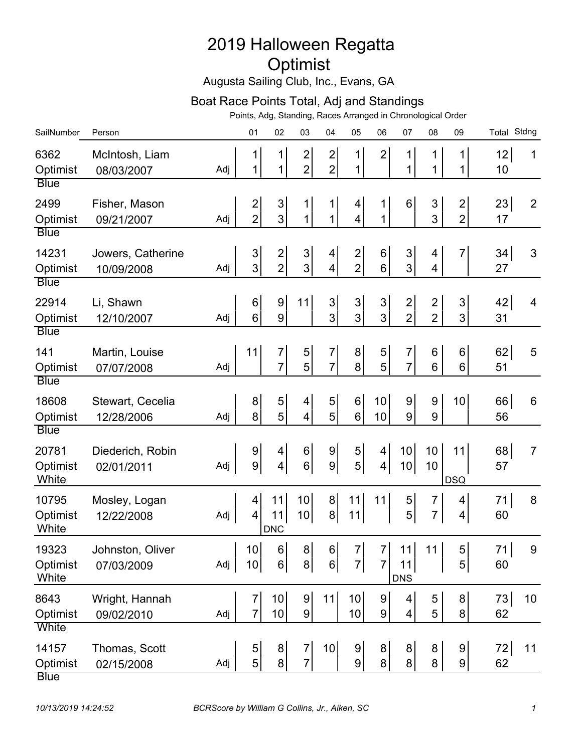# 2019 Halloween Regatta

# Optimist

Augusta Sailing Club, Inc., Evans, GA

## Boat Race Points Total, Adj and Standings

Points, Adg, Standing, Races Arranged in Chronological Order

| SailNumber | Person | | 01 | 02 | 03 | 04 | 05 | 06 | 07 | 08 | 09 | Total | Stdng |
|---|---|---|---|---|---|---|---|---|---|---|---|---|---|
| 6362 | McIntosh, Liam | | 1 | 1 | 2 | 2 | 1 | 2 | 1 | 1 | 1 | 12 | 1 |
| Optimist | 08/03/2007 | Adj | 1 | 1 | 2 | 2 | 1 | | 1 | 1 | 1 | 10 | |
| Blue | | | | | | | | | | | | | |
| 2499 | Fisher, Mason | | 2 | 3 | 1 | 1 | 4 | 1 | 6 | 3 | 2 | 23 | 2 |
| Optimist | 09/21/2007 | Adj | 2 | 3 | 1 | 1 | 4 | 1 | | 3 | 2 | 17 | |
| Blue | | | | | | | | | | | | | |
| 14231 | Jowers, Catherine | | 3 | 2 | 3 | 4 | 2 | 6 | 3 | 4 | 7 | 34 | 3 |
| Optimist | 10/09/2008 | Adj | 3 | 2 | 3 | 4 | 2 | 6 | 3 | 4 | | 27 | |
| Blue | | | | | | | | | | | | | |
| 22914 | Li, Shawn | | 6 | 9 | 11 | 3 | 3 | 3 | 2 | 2 | 3 | 42 | 4 |
| Optimist | 12/10/2007 | Adj | 6 | 9 | | 3 | 3 | 3 | 2 | 2 | 3 | 31 | |
| Blue | | | | | | | | | | | | | |
| 141 | Martin, Louise | | 11 | 7 | 5 | 7 | 8 | 5 | 7 | 6 | 6 | 62 | 5 |
| Optimist | 07/07/2008 | Adj | | 7 | 5 | 7 | 8 | 5 | 7 | 6 | 6 | 51 | |
| Blue | | | | | | | | | | | | | |
| 18608 | Stewart, Cecelia | | 8 | 5 | 4 | 5 | 6 | 10 | 9 | 9 | 10 | 66 | 6 |
| Optimist | 12/28/2006 | Adj | 8 | 5 | 4 | 5 | 6 | 10 | 9 | 9 | | 56 | |
| Blue | | | | | | | | | | | | | |
| 20781 | Diederich, Robin | | 9 | 4 | 6 | 9 | 5 | 4 | 10 | 10 | 11 | 68 | 7 |
| Optimist | 02/01/2011 | Adj | 9 | 4 | 6 | 9 | 5 | 4 | 10 | 10 | | 57 | |
| White | | | | | | | | | | | DSQ | | |
| 10795 | Mosley, Logan | | 4 | 11 | 10 | 8 | 11 | 11 | 5 | 7 | 4 | 71 | 8 |
| Optimist | 12/22/2008 | Adj | 4 | 11 | 10 | 8 | 11 | | 5 | 7 | 4 | 60 | |
| White | | | | DNC | | | | | | | | | |
| 19323 | Johnston, Oliver | | 10 | 6 | 8 | 6 | 7 | 7 | 11 | 11 | 5 | 71 | 9 |
| Optimist | 07/03/2009 | Adj | 10 | 6 | 8 | 6 | 7 | 7 | 11 | | 5 | 60 | |
| White | | | | | | | | | DNS | | | | |
| 8643 | Wright, Hannah | | 7 | 10 | 9 | 11 | 10 | 9 | 4 | 5 | 8 | 73 | 10 |
| Optimist | 09/02/2010 | Adj | 7 | 10 | 9 | | 10 | 9 | 4 | 5 | 8 | 62 | |
| White | | | | | | | | | | | | | |
| 14157 | Thomas, Scott | | 5 | 8 | 7 | 10 | 9 | 8 | 8 | 8 | 9 | 72 | 11 |
| Optimist | 02/15/2008 | Adj | 5 | 8 | 7 | | 9 | 8 | 8 | 8 | 9 | 62 | |
| Blue | | | | | | | | | | | | | |

10/13/2019 14:24:52 — BCRScore by William G Collins, Jr., Aiken, SC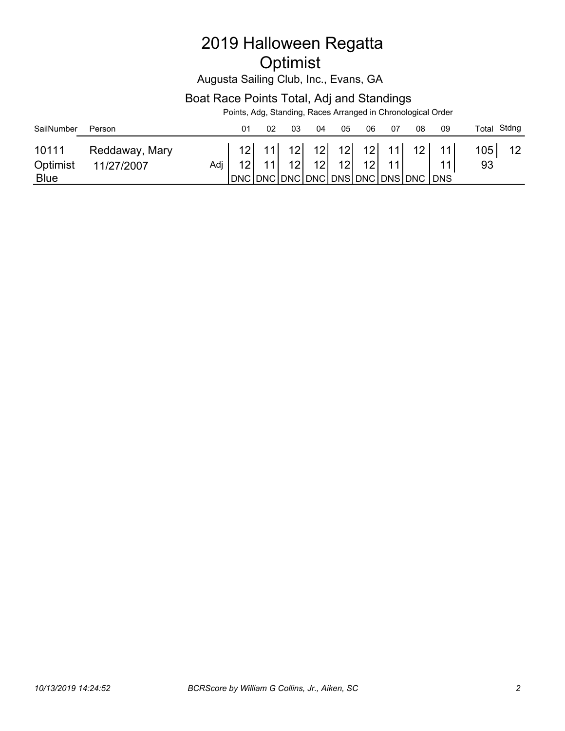# 2019 Halloween Regatta

## Optimist

Augusta Sailing Club, Inc., Evans, GA

### Boat Race Points Total, Adj and Standings

Points, Adg, Standing, Races Arranged in Chronological Order

| SailNumber | Person | | 01 | 02 | 03 | 04 | 05 | 06 | 07 | 08 | 09 | Total | Stdng |
|---|---|---|---|---|---|---|---|---|---|---|---|---|---|
| 10111 | Reddaway, Mary | | 12 | 11 | 12 | 12 | 12 | 12 | 11 | 12 | 11 | 105 | 12 |
| Optimist | 11/27/2007 | Adj | 12 | 11 | 12 | 12 | 12 | 12 | 11 | | 11 | 93 | |
| Blue | | | DNC | DNC | DNC | DNC | DNS | DNC | DNS | DNC | DNS | | |